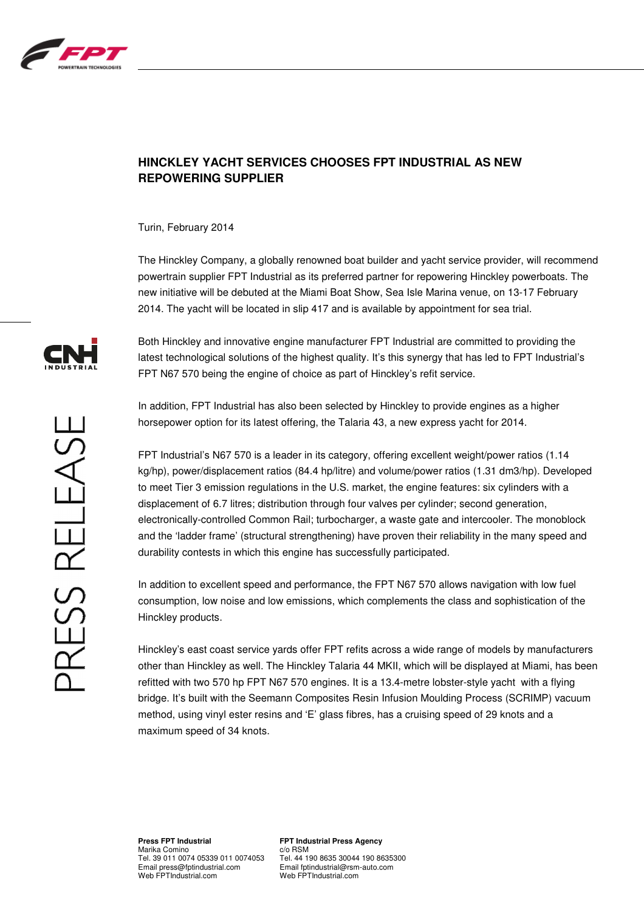# HINCKLEY YACHT SERVICES CHOOSES FPT INDUSTRIAL AS NEW REPOWERING SUPPLIER

Turin, February 2014

The Hinckley Company, a globally renowned boat builder and yacht service provider, will recommend powertrain supplier FPT Industrial as its preferred partner for repowering Hinckley powerboats. The new initiative will be debuted at the Miami Boat Show, Sea Isle Marina venue, on 13-17 February 2014. The yacht will be located in slip 417 and is available by appointment for sea trial.

Both Hinckley and innovative engine manufacturer FPT Industrial are committed to providing the latest technological solutions of the highest quality. It's this synergy that has led to FPT Industrial's FPT N67 570 being the engine of choice as part of Hinckley's refit service.

In addition, FPT Industrial has also been selected by Hinckley to provide engines as a higher horsepower option for its latest offering, the Talaria 43, a new express yacht for 2014.

FPT Industrial's N67 570 is a leader in its category, offering excellent weight/power ratios (1.14 kg/hp), power/displacement ratios (84.4 hp/litre) and volume/power ratios (1.31 dm3/hp). Developed to meet Tier 3 emission regulations in the U.S. market, the engine features: six cylinders with a displacement of 6.7 litres; distribution through four valves per cylinder; second generation, electronically-controlled Common Rail; turbocharger, a waste gate and intercooler. The monoblock and the 'ladder frame' (structural strengthening) have proven their reliability in the many speed and durability contests in which this engine has successfully participated.

In addition to excellent speed and performance, the FPT N67 570 allows navigation with low fuel consumption, low noise and low emissions, which complements the class and sophistication of the Hinckley products.

Hinckley's east coast service yards offer FPT refits across a wide range of models by manufacturers other than Hinckley as well. The Hinckley Talaria 44 MKII, which will be displayed at Miami, has been refitted with two 570 hp FPT N67 570 engines. It is a 13.4-metre lobster-style yacht with a flying bridge. It's built with the Seemann Composites Resin Infusion Moulding Process (SCRIMP) vacuum method, using vinyl ester resins and 'E' glass fibres, has a cruising speed of 29 knots and a maximum speed of 34 knots.

**Press FPT Industrial**
Marika Comino
Tel. 39 011 0074 05339 011 0074053
Email press@fptindustrial.com
Web FPTIndustrial.com

**FPT Industrial Press Agency**
c/o RSM
Tel. 44 190 8635 30044 190 8635300
Email fptindustrial@rsm-auto.com
Web FPTIndustrial.com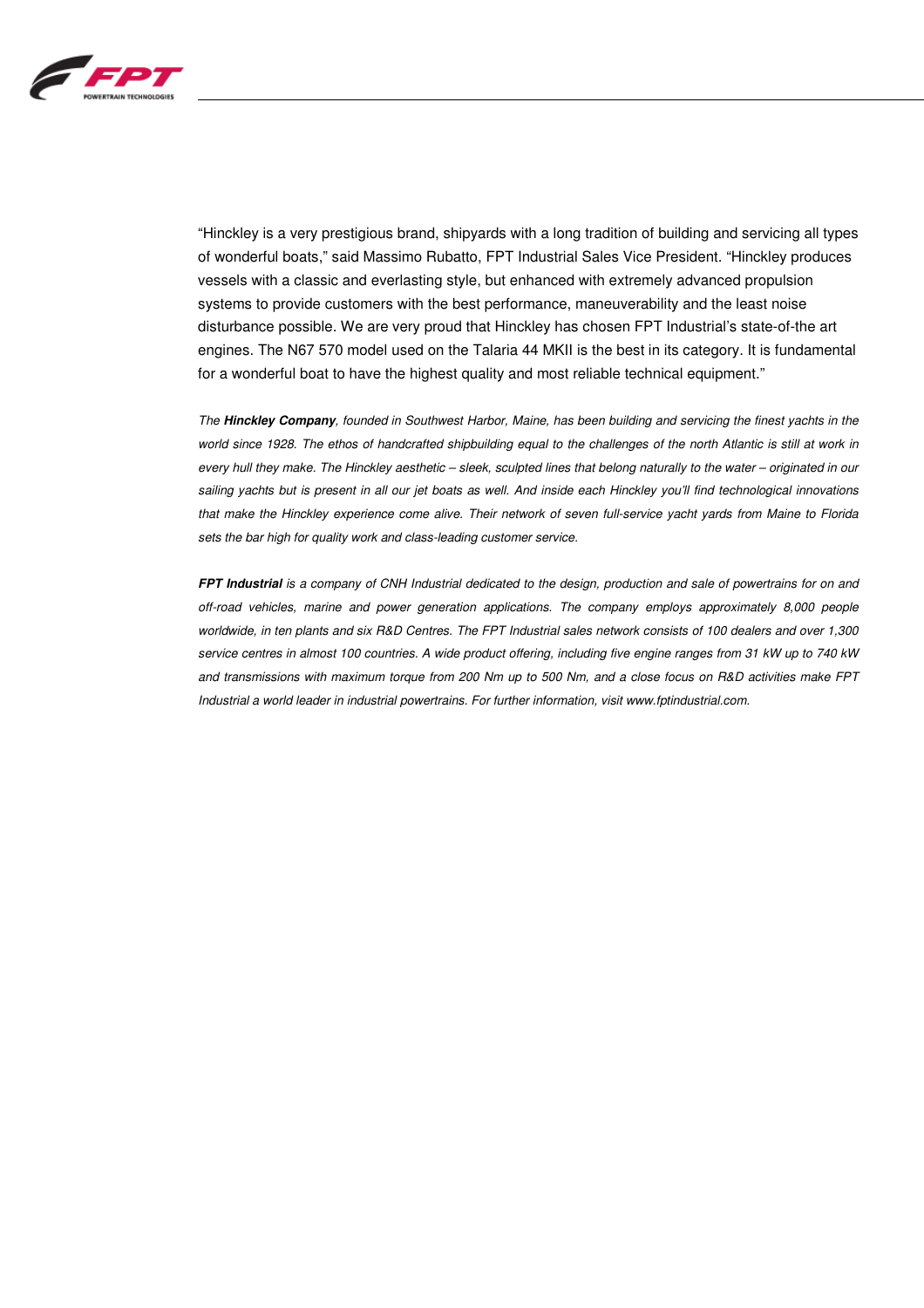"Hinckley is a very prestigious brand, shipyards with a long tradition of building and servicing all types of wonderful boats," said Massimo Rubatto, FPT Industrial Sales Vice President. "Hinckley produces vessels with a classic and everlasting style, but enhanced with extremely advanced propulsion systems to provide customers with the best performance, maneuverability and the least noise disturbance possible. We are very proud that Hinckley has chosen FPT Industrial's state-of-the art engines. The N67 570 model used on the Talaria 44 MKII is the best in its category. It is fundamental for a wonderful boat to have the highest quality and most reliable technical equipment."

*The **Hinckley Company**, founded in Southwest Harbor, Maine, has been building and servicing the finest yachts in the world since 1928. The ethos of handcrafted shipbuilding equal to the challenges of the north Atlantic is still at work in every hull they make. The Hinckley aesthetic – sleek, sculpted lines that belong naturally to the water – originated in our sailing yachts but is present in all our jet boats as well. And inside each Hinckley you'll find technological innovations that make the Hinckley experience come alive. Their network of seven full-service yacht yards from Maine to Florida sets the bar high for quality work and class-leading customer service.*

***FPT Industrial** is a company of CNH Industrial dedicated to the design, production and sale of powertrains for on and off-road vehicles, marine and power generation applications. The company employs approximately 8,000 people worldwide, in ten plants and six R&D Centres. The FPT Industrial sales network consists of 100 dealers and over 1,300 service centres in almost 100 countries. A wide product offering, including five engine ranges from 31 kW up to 740 kW and transmissions with maximum torque from 200 Nm up to 500 Nm, and a close focus on R&D activities make FPT Industrial a world leader in industrial powertrains. For further information, visit www.fptindustrial.com.*